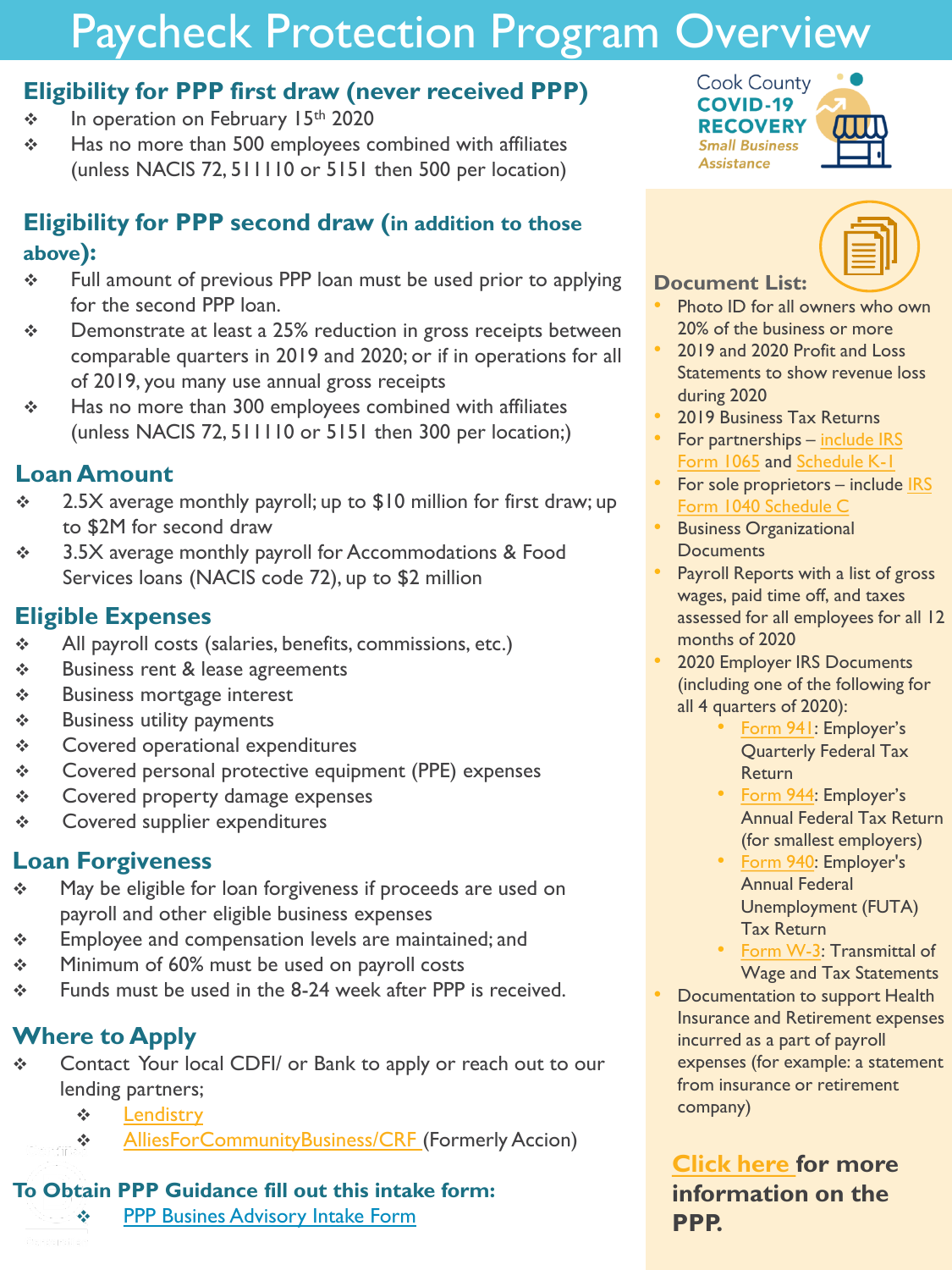# Paycheck Protection Program Overview

Cook County **COVID-19 RECOVERY** *Small Business Assistance*

## Eligibility for PPP first draw (never received PPP)

- In operation on February 15th 2020
- Has no more than 500 employees combined with affiliates (unless NACIS 72, 511110 or 5151 then 500 per location)

## Eligibility for PPP second draw (in addition to those above):

- Full amount of previous PPP loan must be used prior to applying for the second PPP loan.
- Demonstrate at least a 25% reduction in gross receipts between comparable quarters in 2019 and 2020; or if in operations for all of 2019, you many use annual gross receipts
- Has no more than 300 employees combined with affiliates (unless NACIS 72, 511110 or 5151 then 300 per location;)

## Loan Amount

- 2.5X average monthly payroll; up to $10 million for first draw; up to $2M for second draw
- 3.5X average monthly payroll for Accommodations & Food Services loans (NACIS code 72), up to $2 million

## Eligible Expenses

- All payroll costs (salaries, benefits, commissions, etc.)
- Business rent & lease agreements
- Business mortgage interest
- Business utility payments
- Covered operational expenditures
- Covered personal protective equipment (PPE) expenses
- Covered property damage expenses
- Covered supplier expenditures

## Loan Forgiveness

- May be eligible for loan forgiveness if proceeds are used on payroll and other eligible business expenses
- Employee and compensation levels are maintained; and
- Minimum of 60% must be used on payroll costs
- Funds must be used in the 8-24 week after PPP is received.

## Where to Apply

- Contact Your local CDFI/ or Bank to apply or reach out to our lending partners;
  - Lendistry
  - AlliesForCommunityBusiness/CRF (Formerly Accion)

### To Obtain PPP Guidance fill out this intake form:

- PPP Busines Advisory Intake Form

## Document List:

- Photo ID for all owners who own 20% of the business or more
- 2019 and 2020 Profit and Loss Statements to show revenue loss during 2020
- 2019 Business Tax Returns
- For partnerships – include IRS Form 1065 and Schedule K-1
- For sole proprietors – include IRS Form 1040 Schedule C
- Business Organizational Documents
- Payroll Reports with a list of gross wages, paid time off, and taxes assessed for all employees for all 12 months of 2020
- 2020 Employer IRS Documents (including one of the following for all 4 quarters of 2020):
  - Form 941: Employer's Quarterly Federal Tax Return
  - Form 944: Employer's Annual Federal Tax Return (for smallest employers)
  - Form 940: Employer's Annual Federal Unemployment (FUTA) Tax Return
  - Form W-3: Transmittal of Wage and Tax Statements
- Documentation to support Health Insurance and Retirement expenses incurred as a part of payroll expenses (for example: a statement from insurance or retirement company)

**Click here for more information on the PPP.**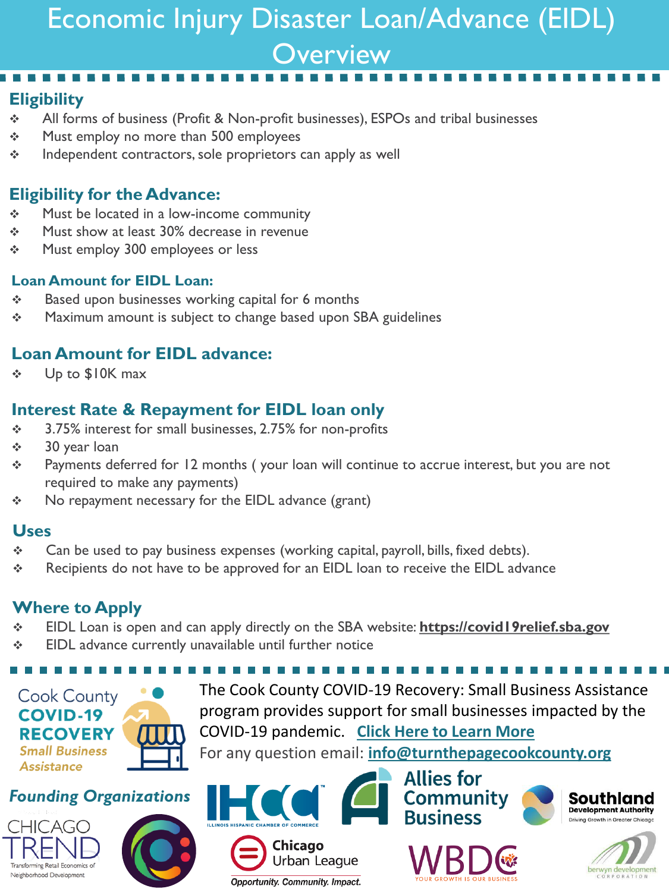# Economic Injury Disaster Loan/Advance (EIDL) Overview

## Eligibility

- All forms of business (Profit & Non-profit businesses), ESPOs and tribal businesses
- Must employ no more than 500 employees
- Independent contractors, sole proprietors can apply as well

## Eligibility for the Advance:

- Must be located in a low-income community
- Must show at least 30% decrease in revenue
- Must employ 300 employees or less

### Loan Amount for EIDL Loan:

- Based upon businesses working capital for 6 months
- Maximum amount is subject to change based upon SBA guidelines

## Loan Amount for EIDL advance:

- Up to $10K max

## Interest Rate & Repayment for EIDL loan only

- 3.75% interest for small businesses, 2.75% for non-profits
- 30 year loan
- Payments deferred for 12 months ( your loan will continue to accrue interest, but you are not required to make any payments)
- No repayment necessary for the EIDL advance (grant)

## Uses

- Can be used to pay business expenses (working capital, payroll, bills, fixed debts).
- Recipients do not have to be approved for an EIDL loan to receive the EIDL advance

## Where to Apply

- EIDL Loan is open and can apply directly on the SBA website: **https://covid19relief.sba.gov**
- EIDL advance currently unavailable until further notice

---

Cook County COVID-19 RECOVERY Small Business Assistance

The Cook County COVID-19 Recovery: Small Business Assistance program provides support for small businesses impacted by the COVID-19 pandemic. Click Here to Learn More

For any question email: **info@turnthepagecookcounty.org**

### Founding Organizations

Chicago TREND – Transforming Retail Economics of Neighborhood Development

Illinois Hispanic Chamber of Commerce

Allies for Community Business

Southland Development Authority – Driving Growth in Greater Chicago

Chicago Urban League – Opportunity. Community. Impact.

WBDC – Your Growth Is Our Business

berwyn development corporation